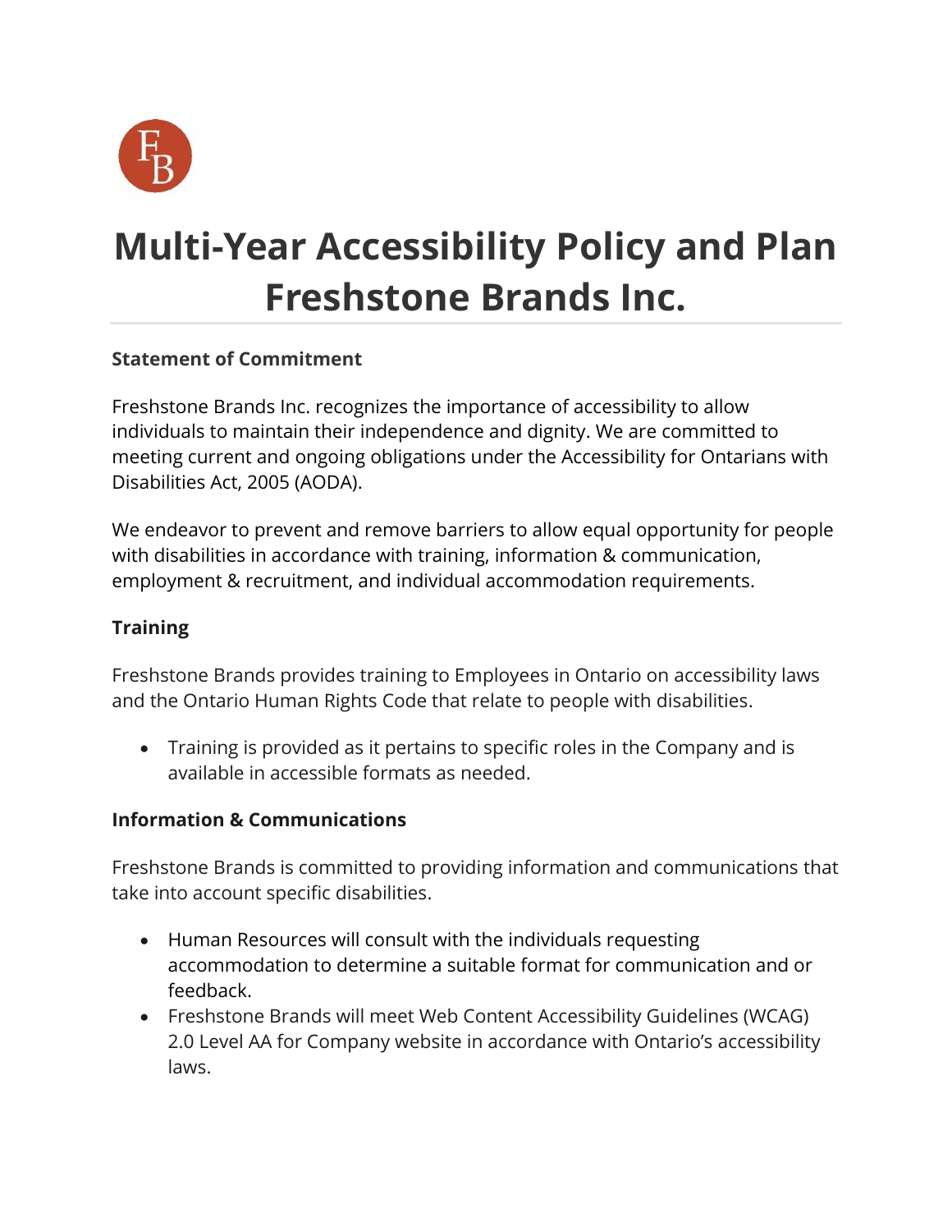# Multi-Year Accessibility Policy and Plan Freshstone Brands Inc.

**Statement of Commitment**

Freshstone Brands Inc. recognizes the importance of accessibility to allow individuals to maintain their independence and dignity. We are committed to meeting current and ongoing obligations under the Accessibility for Ontarians with Disabilities Act, 2005 (AODA).

We endeavor to prevent and remove barriers to allow equal opportunity for people with disabilities in accordance with training, information & communication, employment & recruitment, and individual accommodation requirements.

**Training**

Freshstone Brands provides training to Employees in Ontario on accessibility laws and the Ontario Human Rights Code that relate to people with disabilities.

- Training is provided as it pertains to specific roles in the Company and is available in accessible formats as needed.

**Information & Communications**

Freshstone Brands is committed to providing information and communications that take into account specific disabilities.

- Human Resources will consult with the individuals requesting accommodation to determine a suitable format for communication and or feedback.
- Freshstone Brands will meet Web Content Accessibility Guidelines (WCAG) 2.0 Level AA for Company website in accordance with Ontario's accessibility laws.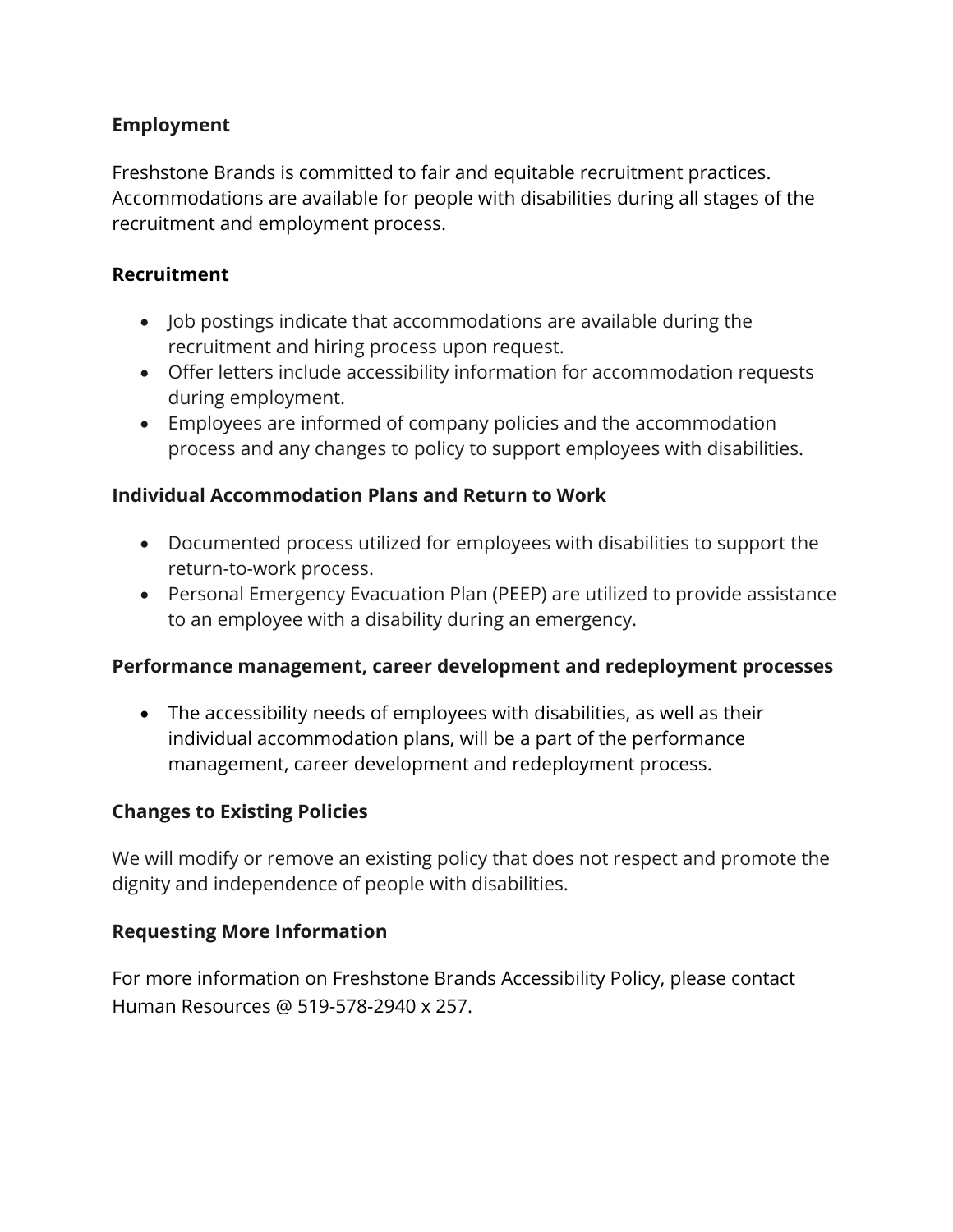## Employment

Freshstone Brands is committed to fair and equitable recruitment practices. Accommodations are available for people with disabilities during all stages of the recruitment and employment process.

## Recruitment

- Job postings indicate that accommodations are available during the recruitment and hiring process upon request.
- Offer letters include accessibility information for accommodation requests during employment.
- Employees are informed of company policies and the accommodation process and any changes to policy to support employees with disabilities.

## Individual Accommodation Plans and Return to Work

- Documented process utilized for employees with disabilities to support the return-to-work process.
- Personal Emergency Evacuation Plan (PEEP) are utilized to provide assistance to an employee with a disability during an emergency.

## Performance management, career development and redeployment processes

- The accessibility needs of employees with disabilities, as well as their individual accommodation plans, will be a part of the performance management, career development and redeployment process.

## Changes to Existing Policies

We will modify or remove an existing policy that does not respect and promote the dignity and independence of people with disabilities.

## Requesting More Information

For more information on Freshstone Brands Accessibility Policy, please contact Human Resources @ 519-578-2940 x 257.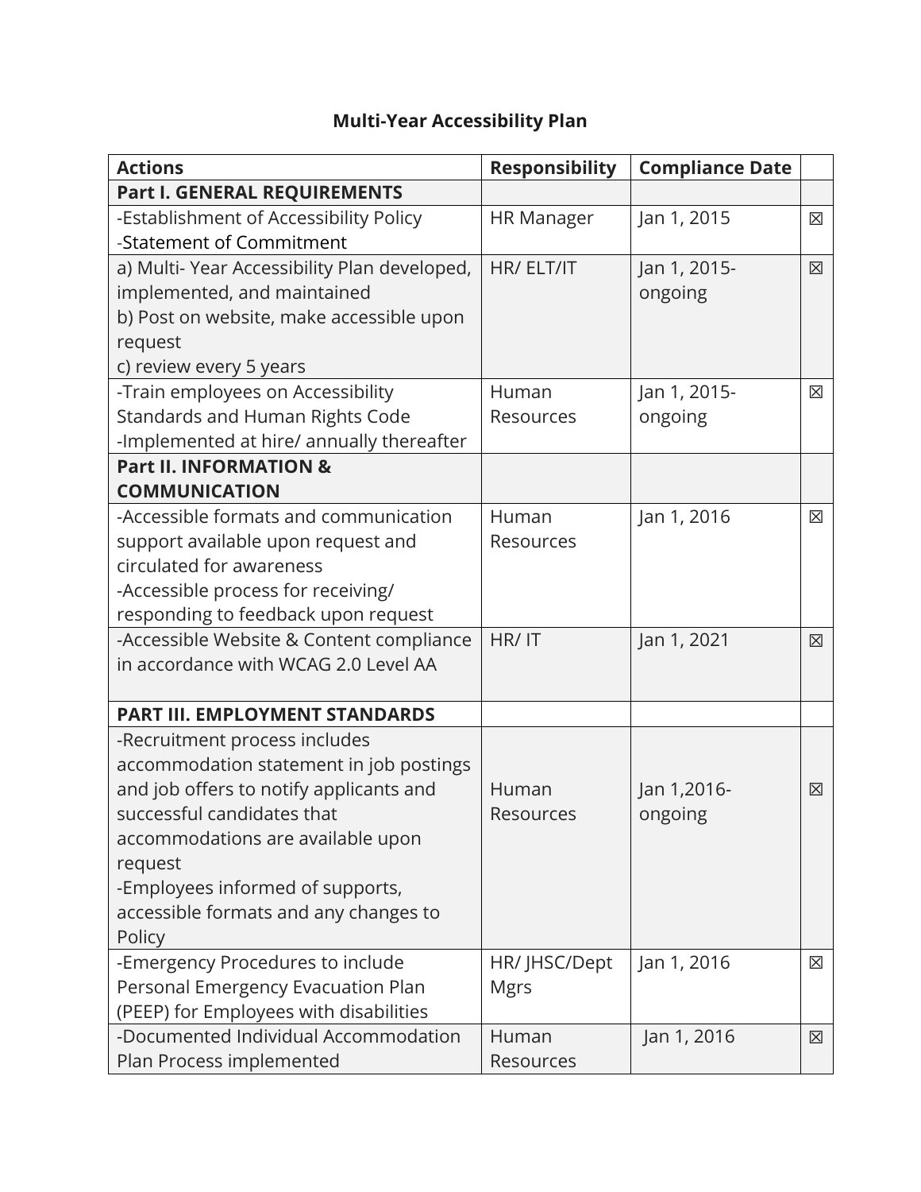**Multi-Year Accessibility Plan**

| Actions | Responsibility | Compliance Date | |
|---|---|---|---|
| **Part I. GENERAL REQUIREMENTS** | | | |
| -Establishment of Accessibility Policy<br>-Statement of Commitment | HR Manager | Jan 1, 2015 | ☒ |
| a) Multi- Year Accessibility Plan developed, implemented, and maintained<br>b) Post on website, make accessible upon request<br>c) review every 5 years | HR/ ELT/IT | Jan 1, 2015-ongoing | ☒ |
| -Train employees on Accessibility Standards and Human Rights Code<br>-Implemented at hire/ annually thereafter | Human Resources | Jan 1, 2015-ongoing | ☒ |
| **Part II. INFORMATION & COMMUNICATION** | | | |
| -Accessible formats and communication support available upon request and circulated for awareness<br>-Accessible process for receiving/ responding to feedback upon request | Human Resources | Jan 1, 2016 | ☒ |
| -Accessible Website & Content compliance in accordance with WCAG 2.0 Level AA | HR/ IT | Jan 1, 2021 | ☒ |
| **PART III. EMPLOYMENT STANDARDS** | | | |
| -Recruitment process includes accommodation statement in job postings and job offers to notify applicants and successful candidates that accommodations are available upon request<br>-Employees informed of supports, accessible formats and any changes to Policy | Human Resources | Jan 1,2016-ongoing | ☒ |
| -Emergency Procedures to include Personal Emergency Evacuation Plan (PEEP) for Employees with disabilities | HR/ JHSC/Dept Mgrs | Jan 1, 2016 | ☒ |
| -Documented Individual Accommodation Plan Process implemented | Human Resources | Jan 1, 2016 | ☒ |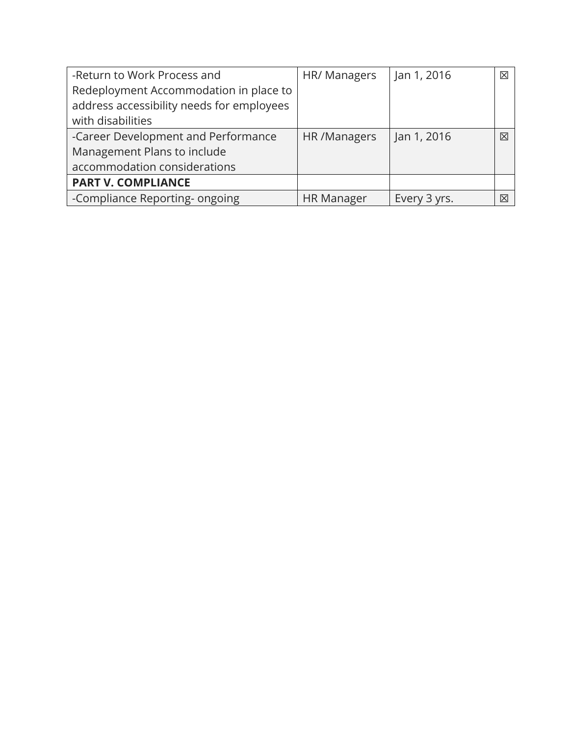| | | | |
|---|---|---|---|
| -Return to Work Process and Redeployment Accommodation in place to address accessibility needs for employees with disabilities | HR/ Managers | Jan 1, 2016 | ☒ |
| -Career Development and Performance Management Plans to include accommodation considerations | HR /Managers | Jan 1, 2016 | ☒ |
| **PART V. COMPLIANCE** | | | |
| -Compliance Reporting- ongoing | HR Manager | Every 3 yrs. | ☒ |